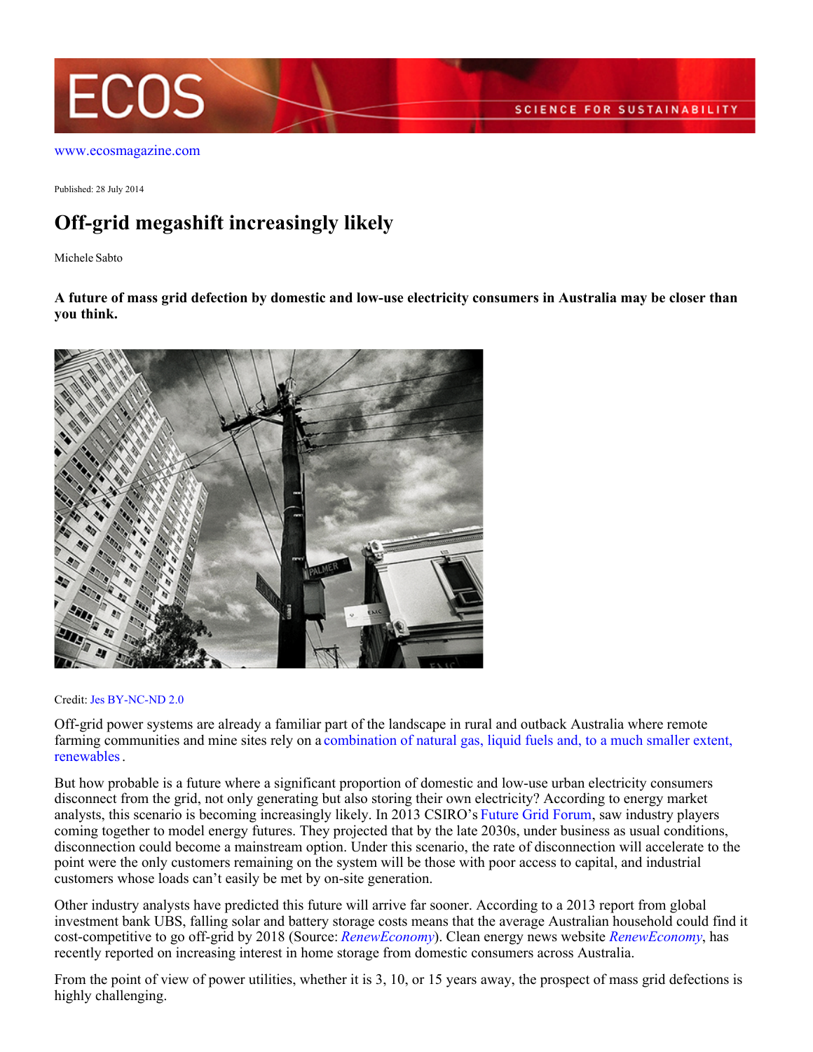www.ecosmagazine.com

Published: 28 July 2014

# Off-grid megashift increasingly likely

Michele Sabto

**A future of mass grid defection by domestic and low-use electricity consumers in Australia may be closer than you think.**

Credit: Jes BY-NC-ND 2.0

Off-grid power systems are already a familiar part of the landscape in rural and outback Australia where remote farming communities and mine sites rely on a combination of natural gas, liquid fuels and, to a much smaller extent, renewables.

But how probable is a future where a significant proportion of domestic and low-use urban electricity consumers disconnect from the grid, not only generating but also storing their own electricity? According to energy market analysts, this scenario is becoming increasingly likely. In 2013 CSIRO's Future Grid Forum, saw industry players coming together to model energy futures. They projected that by the late 2030s, under business as usual conditions, disconnection could become a mainstream option. Under this scenario, the rate of disconnection will accelerate to the point were the only customers remaining on the system will be those with poor access to capital, and industrial customers whose loads can't easily be met by on-site generation.

Other industry analysts have predicted this future will arrive far sooner. According to a 2013 report from global investment bank UBS, falling solar and battery storage costs means that the average Australian household could find it cost-competitive to go off-grid by 2018 (Source: *RenewEconomy*). Clean energy news website *RenewEconomy*, has recently reported on increasing interest in home storage from domestic consumers across Australia.

From the point of view of power utilities, whether it is 3, 10, or 15 years away, the prospect of mass grid defections is highly challenging.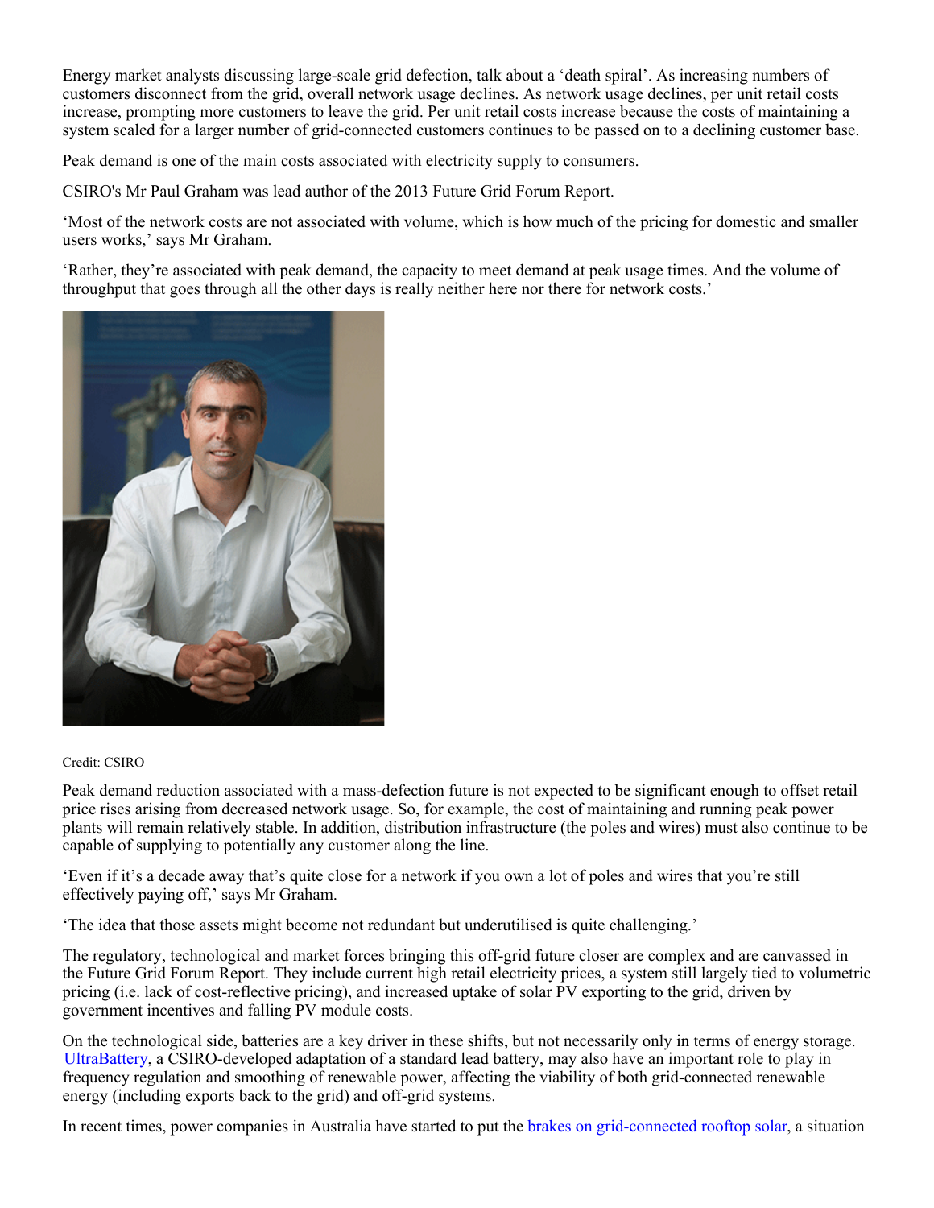Energy market analysts discussing large-scale grid defection, talk about a 'death spiral'. As increasing numbers of customers disconnect from the grid, overall network usage declines. As network usage declines, per unit retail costs increase, prompting more customers to leave the grid. Per unit retail costs increase because the costs of maintaining a system scaled for a larger number of grid-connected customers continues to be passed on to a declining customer base.

Peak demand is one of the main costs associated with electricity supply to consumers.

CSIRO's Mr Paul Graham was lead author of the 2013 Future Grid Forum Report.

'Most of the network costs are not associated with volume, which is how much of the pricing for domestic and smaller users works,' says Mr Graham.

'Rather, they're associated with peak demand, the capacity to meet demand at peak usage times. And the volume of throughput that goes through all the other days is really neither here nor there for network costs.'

Credit: CSIRO

Peak demand reduction associated with a mass-defection future is not expected to be significant enough to offset retail price rises arising from decreased network usage. So, for example, the cost of maintaining and running peak power plants will remain relatively stable. In addition, distribution infrastructure (the poles and wires) must also continue to be capable of supplying to potentially any customer along the line.

'Even if it's a decade away that's quite close for a network if you own a lot of poles and wires that you're still effectively paying off,' says Mr Graham.

'The idea that those assets might become not redundant but underutilised is quite challenging.'

The regulatory, technological and market forces bringing this off-grid future closer are complex and are canvassed in the Future Grid Forum Report. They include current high retail electricity prices, a system still largely tied to volumetric pricing (i.e. lack of cost-reflective pricing), and increased uptake of solar PV exporting to the grid, driven by government incentives and falling PV module costs.

On the technological side, batteries are a key driver in these shifts, but not necessarily only in terms of energy storage. UltraBattery, a CSIRO-developed adaptation of a standard lead battery, may also have an important role to play in frequency regulation and smoothing of renewable power, affecting the viability of both grid-connected renewable energy (including exports back to the grid) and off-grid systems.

In recent times, power companies in Australia have started to put the brakes on grid-connected rooftop solar, a situation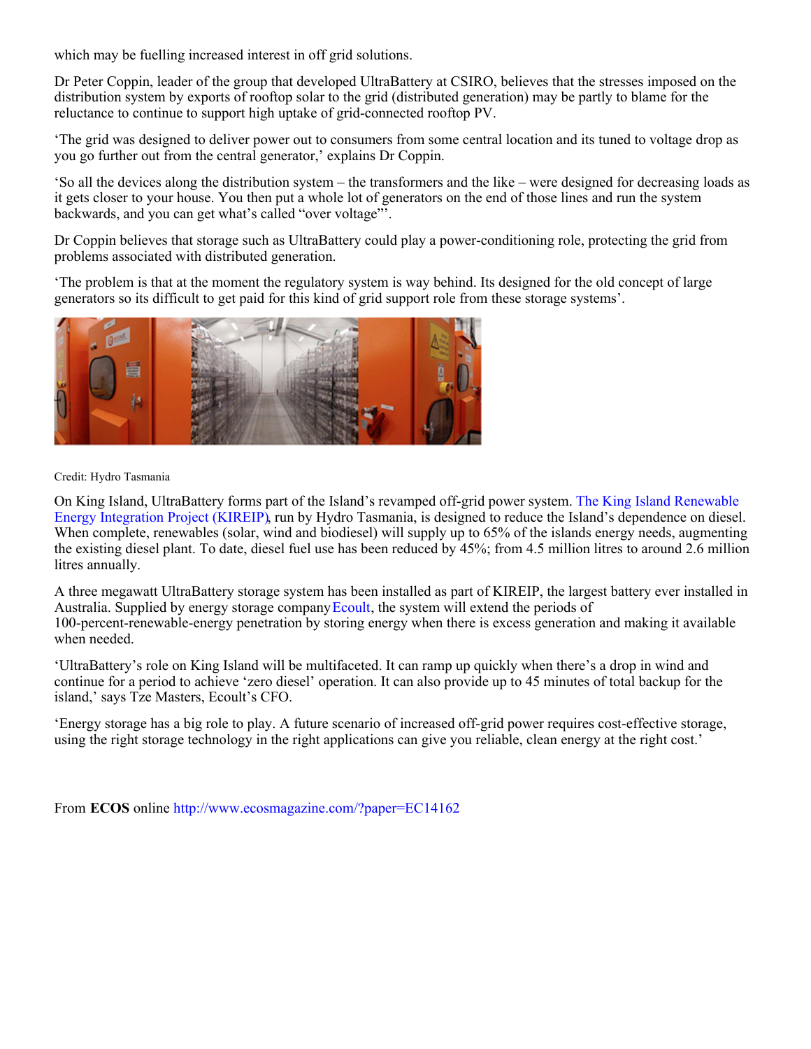which may be fuelling increased interest in off grid solutions.

Dr Peter Coppin, leader of the group that developed UltraBattery at CSIRO, believes that the stresses imposed on the distribution system by exports of rooftop solar to the grid (distributed generation) may be partly to blame for the reluctance to continue to support high uptake of grid-connected rooftop PV.

'The grid was designed to deliver power out to consumers from some central location and its tuned to voltage drop as you go further out from the central generator,' explains Dr Coppin.

'So all the devices along the distribution system – the transformers and the like – were designed for decreasing loads as it gets closer to your house. You then put a whole lot of generators on the end of those lines and run the system backwards, and you can get what's called "over voltage"'.

Dr Coppin believes that storage such as UltraBattery could play a power-conditioning role, protecting the grid from problems associated with distributed generation.

'The problem is that at the moment the regulatory system is way behind. Its designed for the old concept of large generators so its difficult to get paid for this kind of grid support role from these storage systems'.

Credit: Hydro Tasmania

On King Island, UltraBattery forms part of the Island's revamped off-grid power system. The King Island Renewable Energy Integration Project (KIREIP), run by Hydro Tasmania, is designed to reduce the Island's dependence on diesel. When complete, renewables (solar, wind and biodiesel) will supply up to 65% of the islands energy needs, augmenting the existing diesel plant. To date, diesel fuel use has been reduced by 45%; from 4.5 million litres to around 2.6 million litres annually.

A three megawatt UltraBattery storage system has been installed as part of KIREIP, the largest battery ever installed in Australia. Supplied by energy storage company Ecoult, the system will extend the periods of 100-percent-renewable-energy penetration by storing energy when there is excess generation and making it available when needed.

'UltraBattery's role on King Island will be multifaceted. It can ramp up quickly when there's a drop in wind and continue for a period to achieve 'zero diesel' operation. It can also provide up to 45 minutes of total backup for the island,' says Tze Masters, Ecoult's CFO.

'Energy storage has a big role to play. A future scenario of increased off-grid power requires cost-effective storage, using the right storage technology in the right applications can give you reliable, clean energy at the right cost.'

From **ECOS** online http://www.ecosmagazine.com/?paper=EC14162